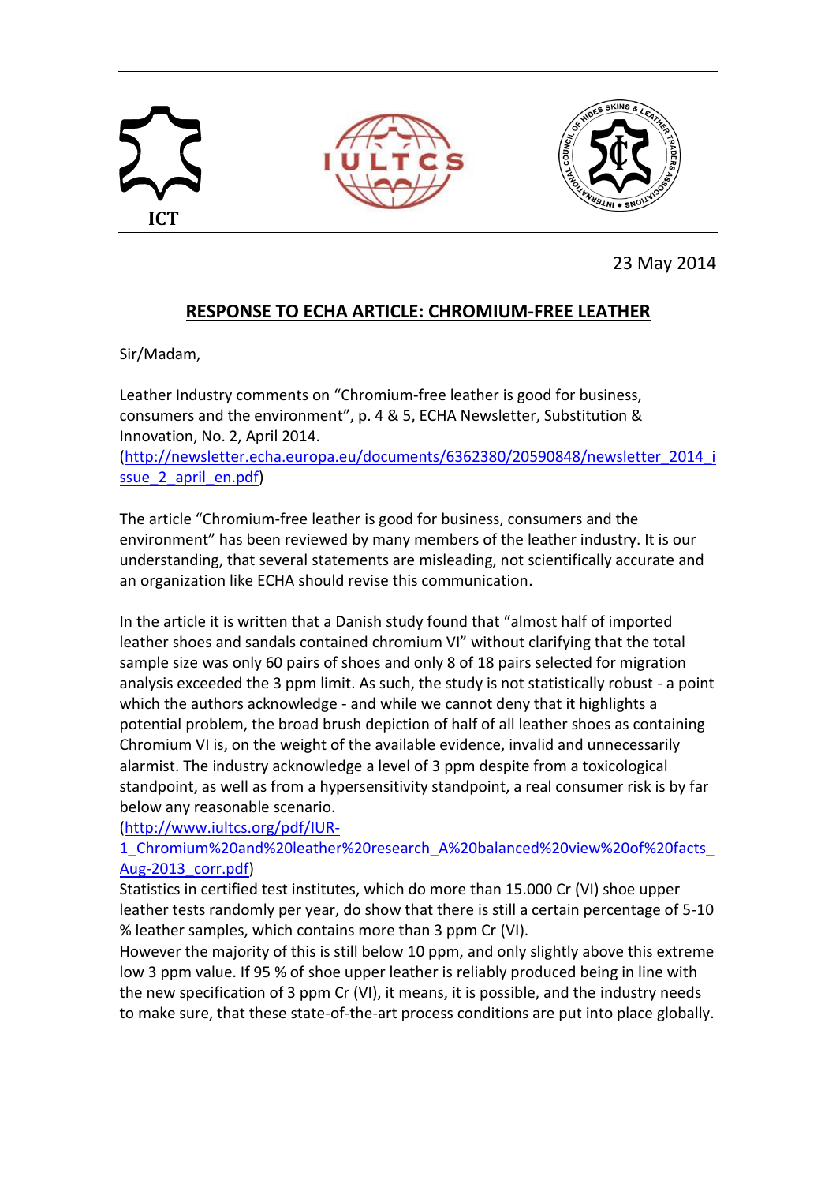ICT

IULTCS

23 May 2014

## RESPONSE TO ECHA ARTICLE: CHROMIUM-FREE LEATHER

Sir/Madam,

Leather Industry comments on "Chromium-free leather is good for business, consumers and the environment", p. 4 & 5, ECHA Newsletter, Substitution & Innovation, No. 2, April 2014.
(http://newsletter.echa.europa.eu/documents/6362380/20590848/newsletter_2014_issue_2_april_en.pdf)

The article "Chromium-free leather is good for business, consumers and the environment" has been reviewed by many members of the leather industry. It is our understanding, that several statements are misleading, not scientifically accurate and an organization like ECHA should revise this communication.

In the article it is written that a Danish study found that "almost half of imported leather shoes and sandals contained chromium VI" without clarifying that the total sample size was only 60 pairs of shoes and only 8 of 18 pairs selected for migration analysis exceeded the 3 ppm limit. As such, the study is not statistically robust - a point which the authors acknowledge - and while we cannot deny that it highlights a potential problem, the broad brush depiction of half of all leather shoes as containing Chromium VI is, on the weight of the available evidence, invalid and unnecessarily alarmist. The industry acknowledge a level of 3 ppm despite from a toxicological standpoint, as well as from a hypersensitivity standpoint, a real consumer risk is by far below any reasonable scenario.
(http://www.iultcs.org/pdf/IUR-1_Chromium%20and%20leather%20research_A%20balanced%20view%20of%20facts_Aug-2013_corr.pdf)
Statistics in certified test institutes, which do more than 15.000 Cr (VI) shoe upper leather tests randomly per year, do show that there is still a certain percentage of 5-10 % leather samples, which contains more than 3 ppm Cr (VI).
However the majority of this is still below 10 ppm, and only slightly above this extreme low 3 ppm value. If 95 % of shoe upper leather is reliably produced being in line with the new specification of 3 ppm Cr (VI), it means, it is possible, and the industry needs to make sure, that these state-of-the-art process conditions are put into place globally.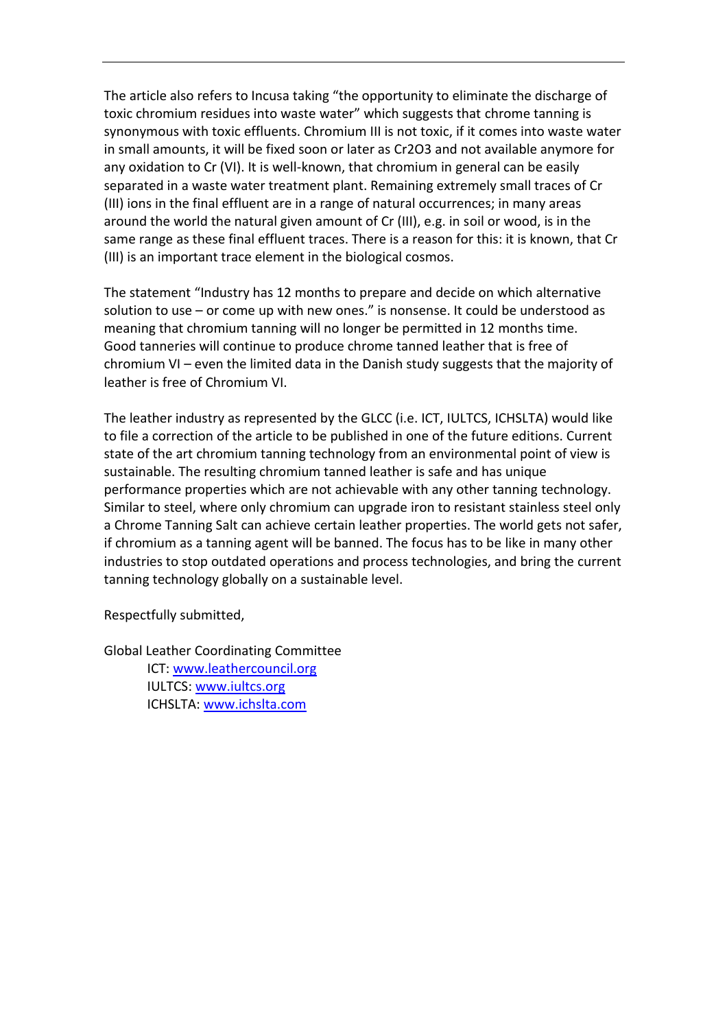The article also refers to Incusa taking "the opportunity to eliminate the discharge of toxic chromium residues into waste water" which suggests that chrome tanning is synonymous with toxic effluents. Chromium III is not toxic, if it comes into waste water in small amounts, it will be fixed soon or later as $Cr_2O_3$ and not available anymore for any oxidation to Cr (VI). It is well-known, that chromium in general can be easily separated in a waste water treatment plant. Remaining extremely small traces of Cr (III) ions in the final effluent are in a range of natural occurrences; in many areas around the world the natural given amount of Cr (III), e.g. in soil or wood, is in the same range as these final effluent traces. There is a reason for this: it is known, that Cr (III) is an important trace element in the biological cosmos.

The statement "Industry has 12 months to prepare and decide on which alternative solution to use – or come up with new ones." is nonsense. It could be understood as meaning that chromium tanning will no longer be permitted in 12 months time. Good tanneries will continue to produce chrome tanned leather that is free of chromium VI – even the limited data in the Danish study suggests that the majority of leather is free of Chromium VI.

The leather industry as represented by the GLCC (i.e. ICT, IULTCS, ICHSLTA) would like to file a correction of the article to be published in one of the future editions. Current state of the art chromium tanning technology from an environmental point of view is sustainable. The resulting chromium tanned leather is safe and has unique performance properties which are not achievable with any other tanning technology. Similar to steel, where only chromium can upgrade iron to resistant stainless steel only a Chrome Tanning Salt can achieve certain leather properties. The world gets not safer, if chromium as a tanning agent will be banned. The focus has to be like in many other industries to stop outdated operations and process technologies, and bring the current tanning technology globally on a sustainable level.

Respectfully submitted,

Global Leather Coordinating Committee

ICT: [www.leathercouncil.org](http://www.leathercouncil.org)
IULTCS: [www.iultcs.org](http://www.iultcs.org)
ICHSLTA: [www.ichslta.com](http://www.ichslta.com)